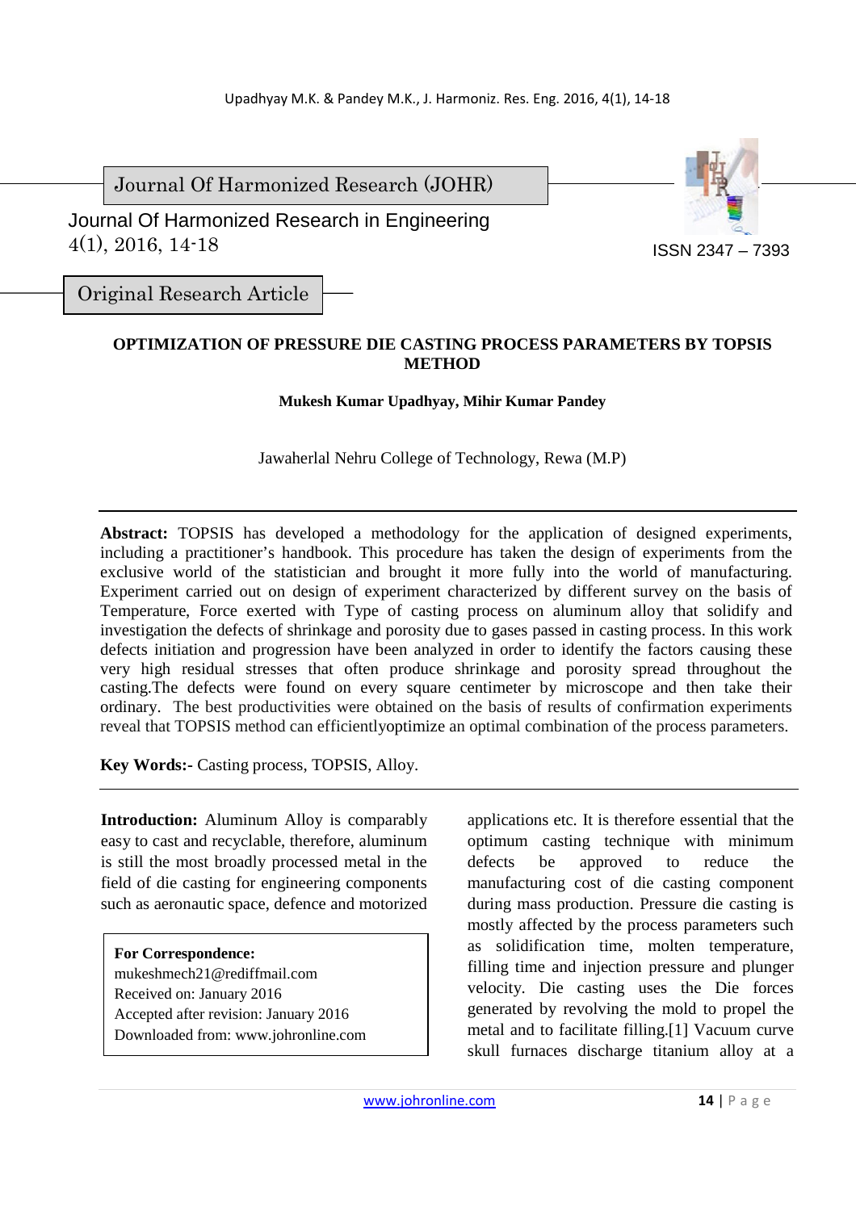Journal Of Harmonized Research (JOHR)

Journal Of Harmonized Research in Engineering
4(1), 2016, 14-18

ISSN 2347 – 7393

Original Research Article

# OPTIMIZATION OF PRESSURE DIE CASTING PROCESS PARAMETERS BY TOPSIS METHOD

**Mukesh Kumar Upadhyay, Mihir Kumar Pandey**

Jawaherlal Nehru College of Technology, Rewa (M.P)

**Abstract:** TOPSIS has developed a methodology for the application of designed experiments, including a practitioner's handbook. This procedure has taken the design of experiments from the exclusive world of the statistician and brought it more fully into the world of manufacturing. Experiment carried out on design of experiment characterized by different survey on the basis of Temperature, Force exerted with Type of casting process on aluminum alloy that solidify and investigation the defects of shrinkage and porosity due to gases passed in casting process. In this work defects initiation and progression have been analyzed in order to identify the factors causing these very high residual stresses that often produce shrinkage and porosity spread throughout the casting.The defects were found on every square centimeter by microscope and then take their ordinary. The best productivities were obtained on the basis of results of confirmation experiments reveal that TOPSIS method can efficientlyoptimize an optimal combination of the process parameters.

**Key Words:-** Casting process, TOPSIS, Alloy.

**Introduction:** Aluminum Alloy is comparably easy to cast and recyclable, therefore, aluminum is still the most broadly processed metal in the field of die casting for engineering components such as aeronautic space, defence and motorized applications etc. It is therefore essential that the optimum casting technique with minimum defects be approved to reduce the manufacturing cost of die casting component during mass production. Pressure die casting is mostly affected by the process parameters such as solidification time, molten temperature, filling time and injection pressure and plunger velocity. Die casting uses the Die forces generated by revolving the mold to propel the metal and to facilitate filling.[1] Vacuum curve skull furnaces discharge titanium alloy at a

**For Correspondence:**
mukeshmech21@rediffmail.com
Received on: January 2016
Accepted after revision: January 2016
Downloaded from: www.johronline.com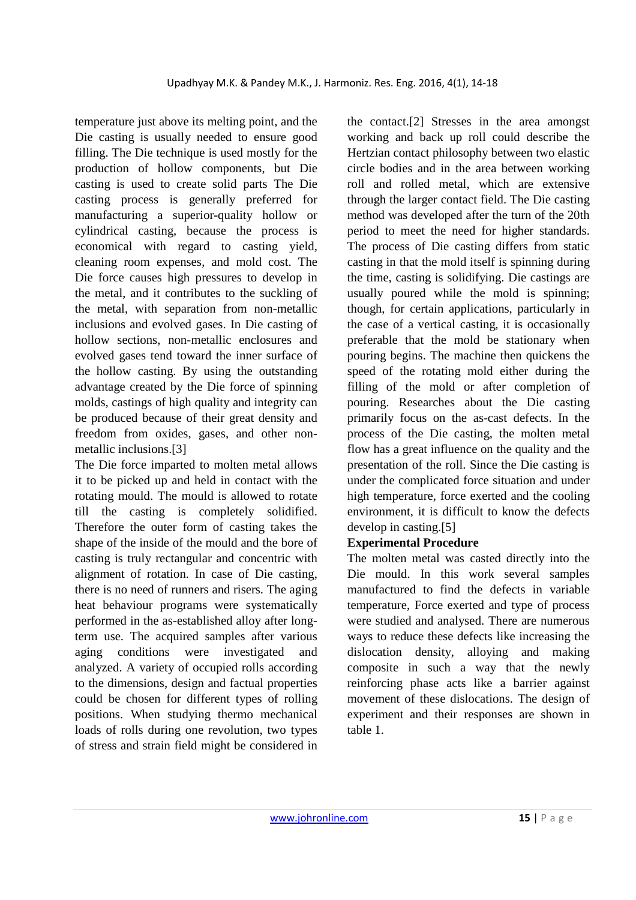temperature just above its melting point, and the Die casting is usually needed to ensure good filling. The Die technique is used mostly for the production of hollow components, but Die casting is used to create solid parts The Die casting process is generally preferred for manufacturing a superior-quality hollow or cylindrical casting, because the process is economical with regard to casting yield, cleaning room expenses, and mold cost. The Die force causes high pressures to develop in the metal, and it contributes to the suckling of the metal, with separation from non-metallic inclusions and evolved gases. In Die casting of hollow sections, non-metallic enclosures and evolved gases tend toward the inner surface of the hollow casting. By using the outstanding advantage created by the Die force of spinning molds, castings of high quality and integrity can be produced because of their great density and freedom from oxides, gases, and other non-metallic inclusions.[3]

The Die force imparted to molten metal allows it to be picked up and held in contact with the rotating mould. The mould is allowed to rotate till the casting is completely solidified. Therefore the outer form of casting takes the shape of the inside of the mould and the bore of casting is truly rectangular and concentric with alignment of rotation. In case of Die casting, there is no need of runners and risers. The aging heat behaviour programs were systematically performed in the as-established alloy after long-term use. The acquired samples after various aging conditions were investigated and analyzed. A variety of occupied rolls according to the dimensions, design and factual properties could be chosen for different types of rolling positions. When studying thermo mechanical loads of rolls during one revolution, two types of stress and strain field might be considered in the contact.[2] Stresses in the area amongst working and back up roll could describe the Hertzian contact philosophy between two elastic circle bodies and in the area between working roll and rolled metal, which are extensive through the larger contact field. The Die casting method was developed after the turn of the 20th period to meet the need for higher standards. The process of Die casting differs from static casting in that the mold itself is spinning during the time, casting is solidifying. Die castings are usually poured while the mold is spinning; though, for certain applications, particularly in the case of a vertical casting, it is occasionally preferable that the mold be stationary when pouring begins. The machine then quickens the speed of the rotating mold either during the filling of the mold or after completion of pouring. Researches about the Die casting primarily focus on the as-cast defects. In the process of the Die casting, the molten metal flow has a great influence on the quality and the presentation of the roll. Since the Die casting is under the complicated force situation and under high temperature, force exerted and the cooling environment, it is difficult to know the defects develop in casting.[5]

**Experimental Procedure**

The molten metal was casted directly into the Die mould. In this work several samples manufactured to find the defects in variable temperature, Force exerted and type of process were studied and analysed. There are numerous ways to reduce these defects like increasing the dislocation density, alloying and making composite in such a way that the newly reinforcing phase acts like a barrier against movement of these dislocations. The design of experiment and their responses are shown in table 1.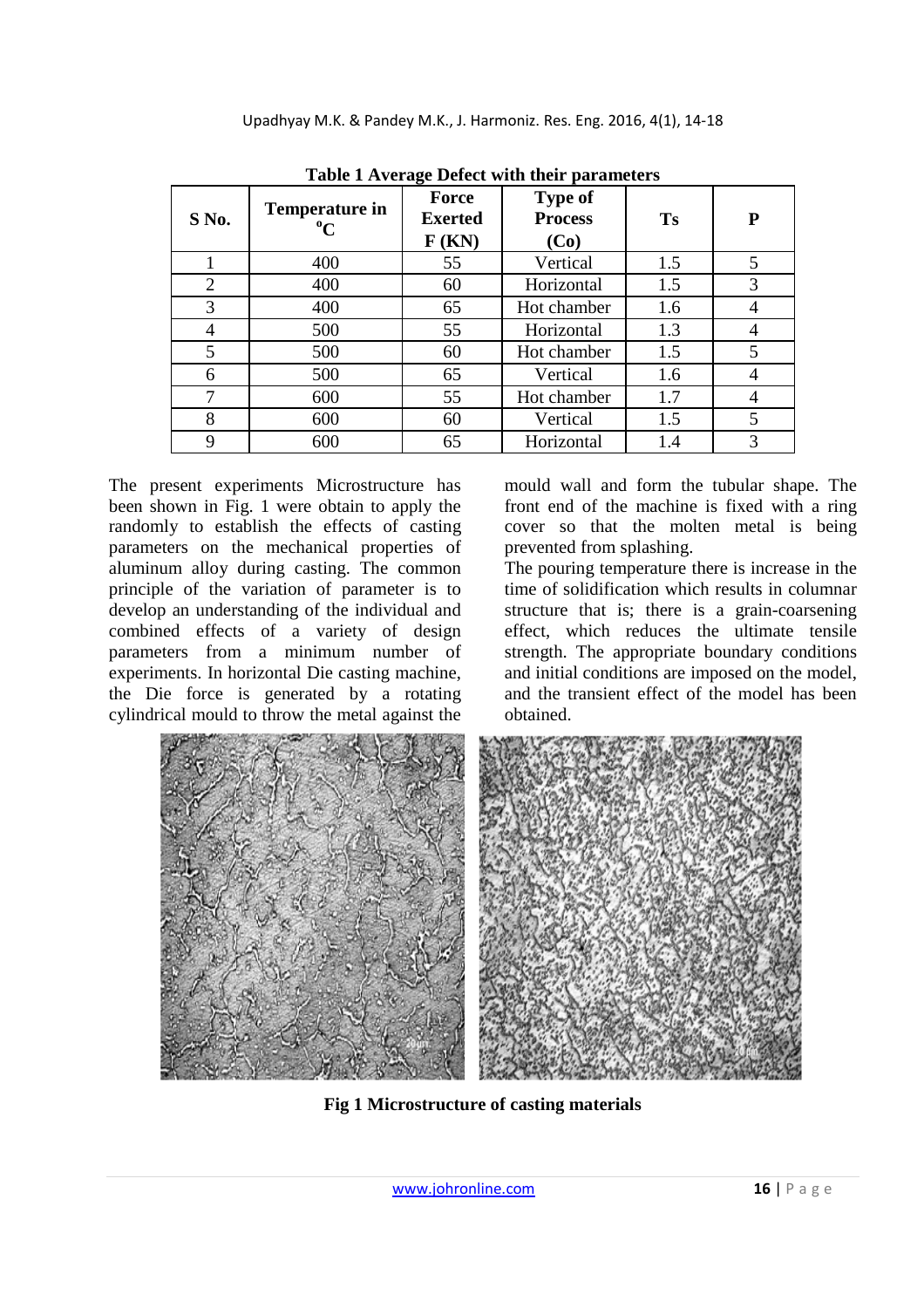**Table 1 Average Defect with their parameters**

| S No. | Temperature in $^{o}C$ | Force Exerted F (KN) | Type of Process (Co) | Ts | P |
|---|---|---|---|---|---|
| 1 | 400 | 55 | Vertical | 1.5 | 5 |
| 2 | 400 | 60 | Horizontal | 1.5 | 3 |
| 3 | 400 | 65 | Hot chamber | 1.6 | 4 |
| 4 | 500 | 55 | Horizontal | 1.3 | 4 |
| 5 | 500 | 60 | Hot chamber | 1.5 | 5 |
| 6 | 500 | 65 | Vertical | 1.6 | 4 |
| 7 | 600 | 55 | Hot chamber | 1.7 | 4 |
| 8 | 600 | 60 | Vertical | 1.5 | 5 |
| 9 | 600 | 65 | Horizontal | 1.4 | 3 |

The present experiments Microstructure has been shown in Fig. 1 were obtain to apply the randomly to establish the effects of casting parameters on the mechanical properties of aluminum alloy during casting. The common principle of the variation of parameter is to develop an understanding of the individual and combined effects of a variety of design parameters from a minimum number of experiments. In horizontal Die casting machine, the Die force is generated by a rotating cylindrical mould to throw the metal against the mould wall and form the tubular shape. The front end of the machine is fixed with a ring cover so that the molten metal is being prevented from splashing.

The pouring temperature there is increase in the time of solidification which results in columnar structure that is; there is a grain-coarsening effect, which reduces the ultimate tensile strength. The appropriate boundary conditions and initial conditions are imposed on the model, and the transient effect of the model has been obtained.

**Fig 1 Microstructure of casting materials**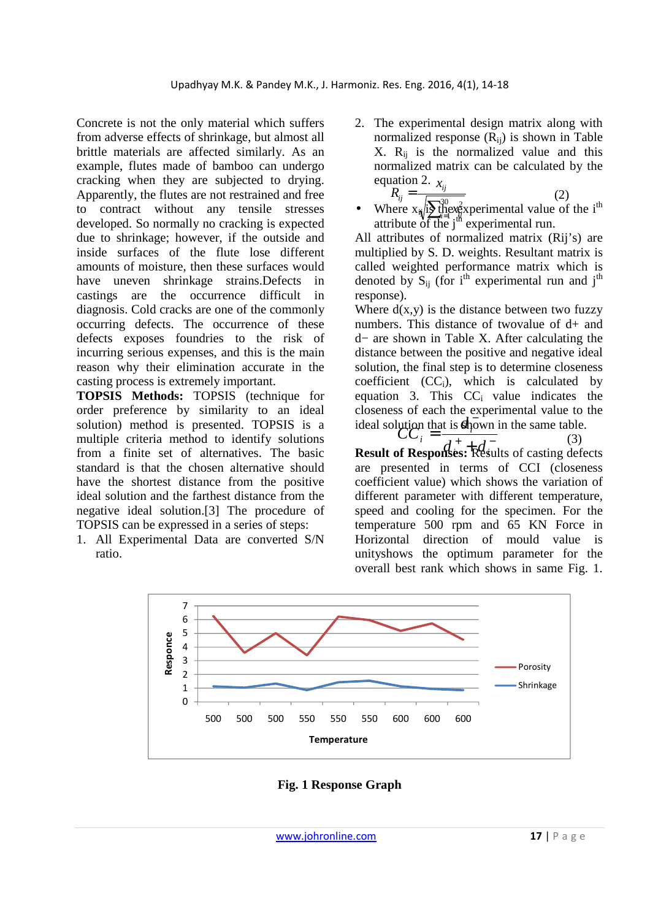Concrete is not the only material which suffers from adverse effects of shrinkage, but almost all brittle materials are affected similarly. As an example, flutes made of bamboo can undergo cracking when they are subjected to drying. Apparently, the flutes are not restrained and free to contract without any tensile stresses developed. So normally no cracking is expected due to shrinkage; however, if the outside and inside surfaces of the flute lose different amounts of moisture, then these surfaces would have uneven shrinkage strains.Defects in castings are the occurrence difficult in diagnosis. Cold cracks are one of the commonly occurring defects. The occurrence of these defects exposes foundries to the risk of incurring serious expenses, and this is the main reason why their elimination accurate in the casting process is extremely important.

**TOPSIS Methods:** TOPSIS (technique for order preference by similarity to an ideal solution) method is presented. TOPSIS is a multiple criteria method to identify solutions from a finite set of alternatives. The basic standard is that the chosen alternative should have the shortest distance from the positive ideal solution and the farthest distance from the negative ideal solution.[3] The procedure of TOPSIS can be expressed in a series of steps:

1. All Experimental Data are converted S/N ratio.
2. The experimental design matrix along with normalized response ($R_{ij}$) is shown in Table X. $R_{ij}$ is the normalized value and this normalized matrix can be calculated by the equation 2.

$$R_{ij} = \frac{x_{ij}}{\sqrt{\sum_{i=1}^{30} x_{ij}^2}} \qquad (2)$$

- Where $x_{ij}$ is the experimental value of the $i^{th}$ attribute of the $j^{th}$ experimental run.

All attributes of normalized matrix (Rij's) are multiplied by S. D. weights. Resultant matrix is called weighted performance matrix which is denoted by $S_{ij}$ (for $i^{th}$ experimental run and $j^{th}$ response).

Where d(x,y) is the distance between two fuzzy numbers. This distance of twovalue of d+ and d− are shown in Table X. After calculating the distance between the positive and negative ideal solution, the final step is to determine closeness coefficient ($CC_i$), which is calculated by equation 3. This $CC_i$ value indicates the closeness of each the experimental value to the ideal solution that is shown in the same table.

$$CC_i = \frac{d_i^-}{d_i^+ + d_i^-} \qquad (3)$$

**Result of Responses:** Results of casting defects are presented in terms of CCI (closeness coefficient value) which shows the variation of different parameter with different temperature, speed and cooling for the specimen. For the temperature 500 rpm and 65 KN Force in Horizontal direction of mould value is unityshows the optimum parameter for the overall best rank which shows in same Fig. 1.

**Fig. 1 Response Graph**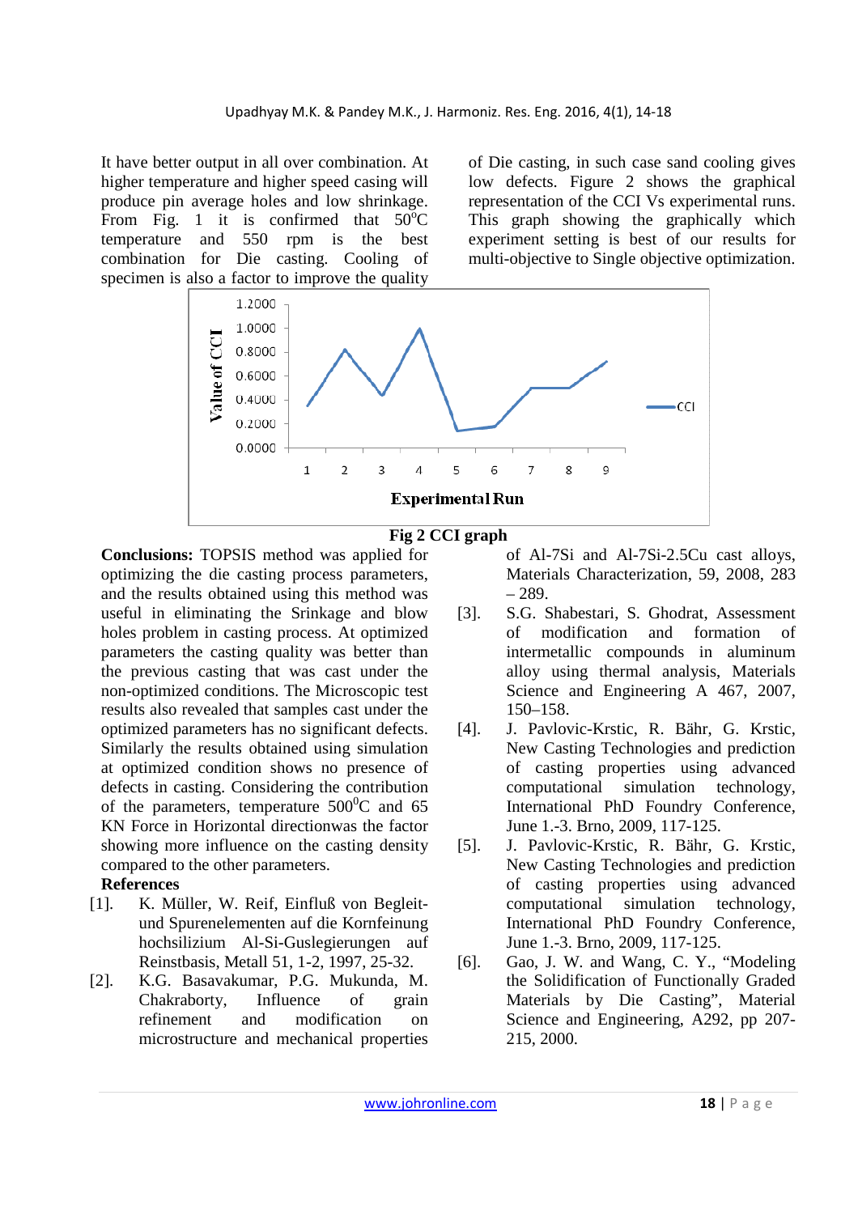It have better output in all over combination. At higher temperature and higher speed casing will produce pin average holes and low shrinkage. From Fig. 1 it is confirmed that 50$^{o}$C temperature and 550 rpm is the best combination for Die casting. Cooling of specimen is also a factor to improve the quality of Die casting, in such case sand cooling gives low defects. Figure 2 shows the graphical representation of the CCI Vs experimental runs. This graph showing the graphically which experiment setting is best of our results for multi-objective to Single objective optimization.

1.2000
1.0000
0.8000
0.6000
0.4000
0.2000
0.0000

Value of CCI

1 2 3 4 5 6 7 8 9

Experimental Run

CCI

**Fig 2 CCI graph**

**Conclusions:** TOPSIS method was applied for optimizing the die casting process parameters, and the results obtained using this method was useful in eliminating the Srinkage and blow holes problem in casting process. At optimized parameters the casting quality was better than the previous casting that was cast under the non-optimized conditions. The Microscopic test results also revealed that samples cast under the optimized parameters has no significant defects. Similarly the results obtained using simulation at optimized condition shows no presence of defects in casting. Considering the contribution of the parameters, temperature 500$^{0}$C and 65 KN Force in Horizontal directionwas the factor showing more influence on the casting density compared to the other parameters.

**References**

[1]. K. Müller, W. Reif, Einfluß von Begleit- und Spurenelementen auf die Kornfeinung hochsilizium Al-Si-Guslegierungen auf Reinstbasis, Metall 51, 1-2, 1997, 25-32.

[2]. K.G. Basavakumar, P.G. Mukunda, M. Chakraborty, Influence of grain refinement and modification on microstructure and mechanical properties of Al-7Si and Al-7Si-2.5Cu cast alloys, Materials Characterization, 59, 2008, 283 – 289.

[3]. S.G. Shabestari, S. Ghodrat, Assessment of modification and formation of intermetallic compounds in aluminum alloy using thermal analysis, Materials Science and Engineering A 467, 2007, 150–158.

[4]. J. Pavlovic-Krstic, R. Bähr, G. Krstic, New Casting Technologies and prediction of casting properties using advanced computational simulation technology, International PhD Foundry Conference, June 1.-3. Brno, 2009, 117-125.

[5]. J. Pavlovic-Krstic, R. Bähr, G. Krstic, New Casting Technologies and prediction of casting properties using advanced computational simulation technology, International PhD Foundry Conference, June 1.-3. Brno, 2009, 117-125.

[6]. Gao, J. W. and Wang, C. Y., "Modeling the Solidification of Functionally Graded Materials by Die Casting", Material Science and Engineering, A292, pp 207-215, 2000.